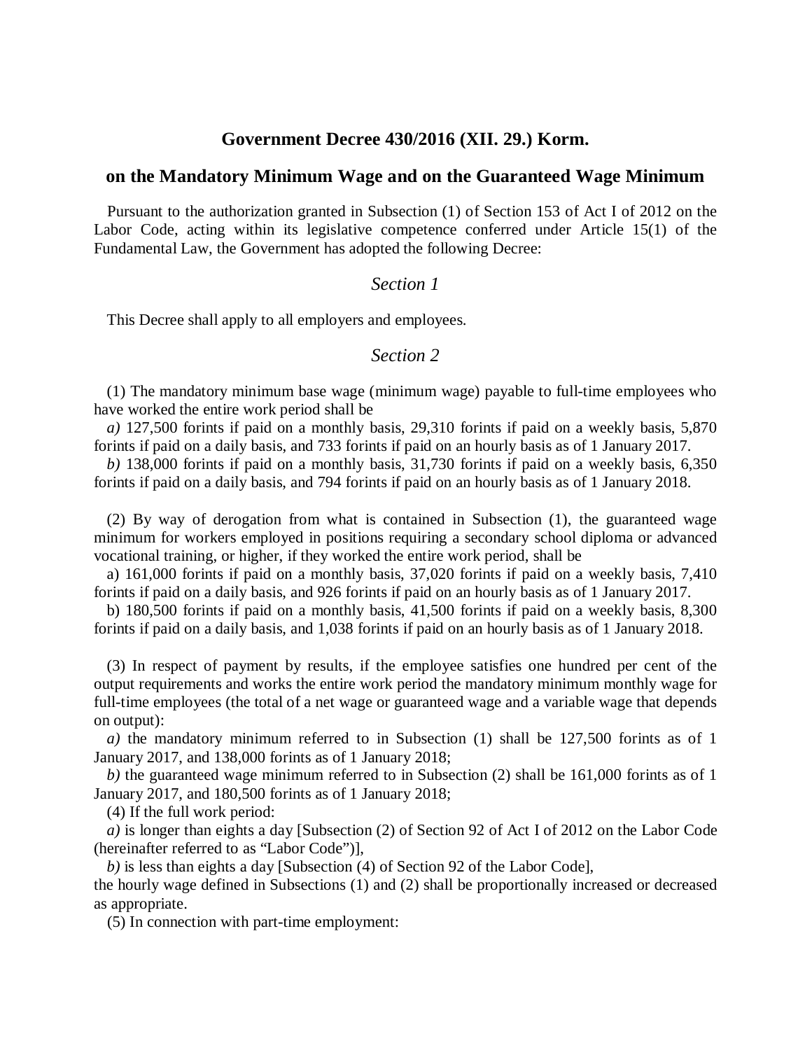# Government Decree 430/2016 (XII. 29.) Korm.

## on the Mandatory Minimum Wage and on the Guaranteed Wage Minimum

Pursuant to the authorization granted in Subsection (1) of Section 153 of Act I of 2012 on the Labor Code, acting within its legislative competence conferred under Article 15(1) of the Fundamental Law, the Government has adopted the following Decree:

### *Section 1*

This Decree shall apply to all employers and employees.

### *Section 2*

(1) The mandatory minimum base wage (minimum wage) payable to full-time employees who have worked the entire work period shall be

*a)* 127,500 forints if paid on a monthly basis, 29,310 forints if paid on a weekly basis, 5,870 forints if paid on a daily basis, and 733 forints if paid on an hourly basis as of 1 January 2017.

*b)* 138,000 forints if paid on a monthly basis, 31,730 forints if paid on a weekly basis, 6,350 forints if paid on a daily basis, and 794 forints if paid on an hourly basis as of 1 January 2018.

(2) By way of derogation from what is contained in Subsection (1), the guaranteed wage minimum for workers employed in positions requiring a secondary school diploma or advanced vocational training, or higher, if they worked the entire work period, shall be

a) 161,000 forints if paid on a monthly basis, 37,020 forints if paid on a weekly basis, 7,410 forints if paid on a daily basis, and 926 forints if paid on an hourly basis as of 1 January 2017.

b) 180,500 forints if paid on a monthly basis, 41,500 forints if paid on a weekly basis, 8,300 forints if paid on a daily basis, and 1,038 forints if paid on an hourly basis as of 1 January 2018.

(3) In respect of payment by results, if the employee satisfies one hundred per cent of the output requirements and works the entire work period the mandatory minimum monthly wage for full-time employees (the total of a net wage or guaranteed wage and a variable wage that depends on output):

*a)* the mandatory minimum referred to in Subsection (1) shall be 127,500 forints as of 1 January 2017, and 138,000 forints as of 1 January 2018;

*b)* the guaranteed wage minimum referred to in Subsection (2) shall be 161,000 forints as of 1 January 2017, and 180,500 forints as of 1 January 2018;

(4) If the full work period:

*a)* is longer than eights a day [Subsection (2) of Section 92 of Act I of 2012 on the Labor Code (hereinafter referred to as "Labor Code")],

*b)* is less than eights a day [Subsection (4) of Section 92 of the Labor Code],

the hourly wage defined in Subsections (1) and (2) shall be proportionally increased or decreased as appropriate.

(5) In connection with part-time employment: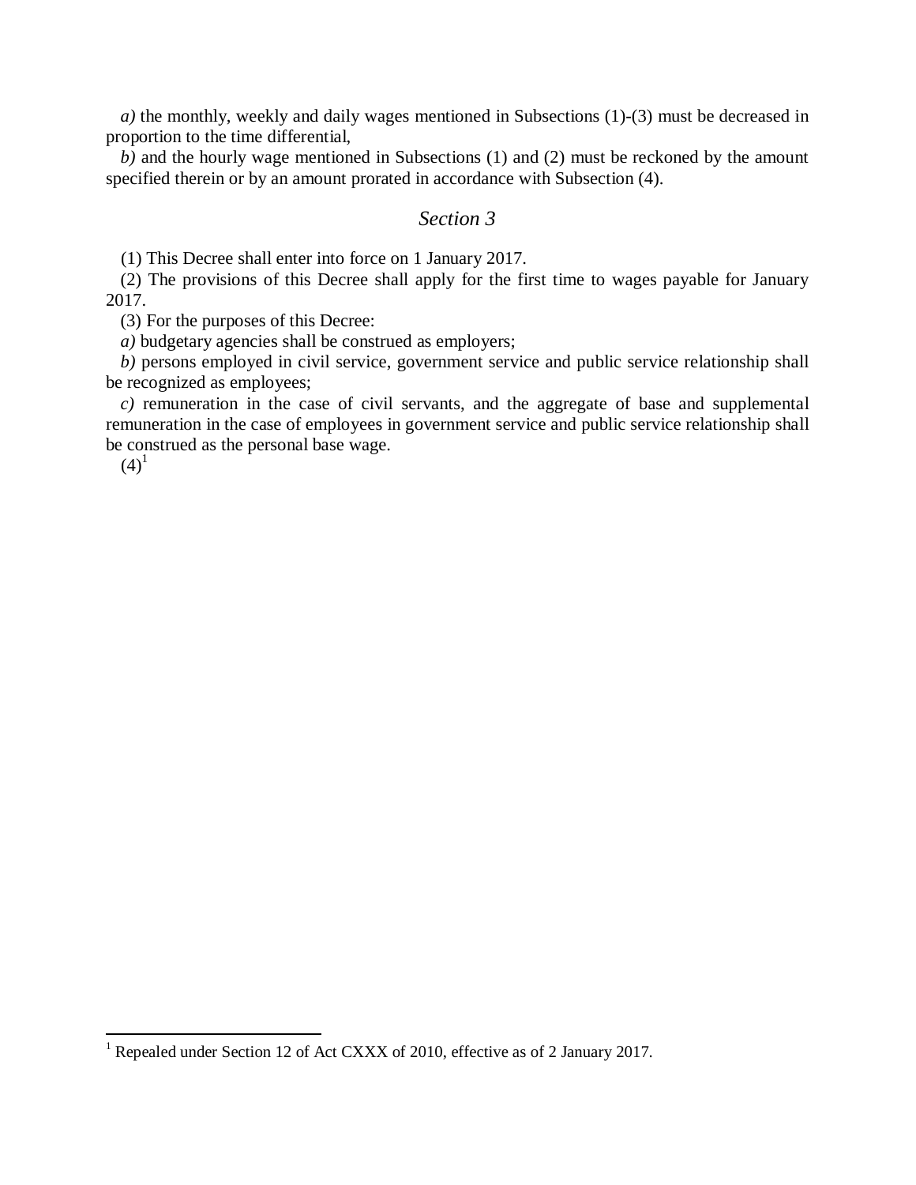*a)* the monthly, weekly and daily wages mentioned in Subsections (1)-(3) must be decreased in proportion to the time differential,

*b)* and the hourly wage mentioned in Subsections (1) and (2) must be reckoned by the amount specified therein or by an amount prorated in accordance with Subsection (4).

## *Section 3*

(1) This Decree shall enter into force on 1 January 2017.

(2) The provisions of this Decree shall apply for the first time to wages payable for January 2017.

(3) For the purposes of this Decree:

*a)* budgetary agencies shall be construed as employers;

*b)* persons employed in civil service, government service and public service relationship shall be recognized as employees;

*c)* remuneration in the case of civil servants, and the aggregate of base and supplemental remuneration in the case of employees in government service and public service relationship shall be construed as the personal base wage.

(4)[1]

---

[1] Repealed under Section 12 of Act CXXX of 2010, effective as of 2 January 2017.